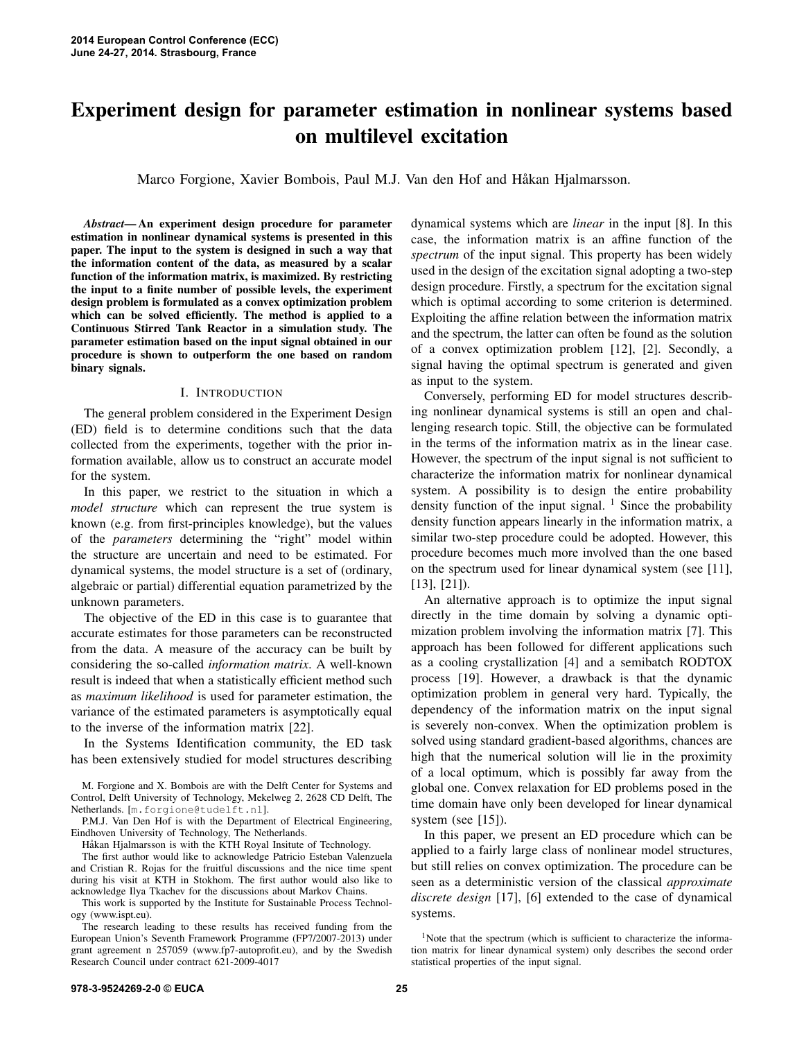# Experiment design for parameter estimation in nonlinear systems based on multilevel excitation

Marco Forgione, Xavier Bombois, Paul M.J. Van den Hof and Håkan Hjalmarsson.

***Abstract*— An experiment design procedure for parameter estimation in nonlinear dynamical systems is presented in this paper. The input to the system is designed in such a way that the information content of the data, as measured by a scalar function of the information matrix, is maximized. By restricting the input to a finite number of possible levels, the experiment design problem is formulated as a convex optimization problem which can be solved efficiently. The method is applied to a Continuous Stirred Tank Reactor in a simulation study. The parameter estimation based on the input signal obtained in our procedure is shown to outperform the one based on random binary signals.**

## I. Introduction

The general problem considered in the Experiment Design (ED) field is to determine conditions such that the data collected from the experiments, together with the prior information available, allow us to construct an accurate model for the system.

In this paper, we restrict to the situation in which a *model structure* which can represent the true system is known (e.g. from first-principles knowledge), but the values of the *parameters* determining the "right" model within the structure are uncertain and need to be estimated. For dynamical systems, the model structure is a set of (ordinary, algebraic or partial) differential equation parametrized by the unknown parameters.

The objective of the ED in this case is to guarantee that accurate estimates for those parameters can be reconstructed from the data. A measure of the accuracy can be built by considering the so-called *information matrix*. A well-known result is indeed that when a statistically efficient method such as *maximum likelihood* is used for parameter estimation, the variance of the estimated parameters is asymptotically equal to the inverse of the information matrix [22].

In the Systems Identification community, the ED task has been extensively studied for model structures describing dynamical systems which are *linear* in the input [8]. In this case, the information matrix is an affine function of the *spectrum* of the input signal. This property has been widely used in the design of the excitation signal adopting a two-step design procedure. Firstly, a spectrum for the excitation signal which is optimal according to some criterion is determined. Exploiting the affine relation between the information matrix and the spectrum, the latter can often be found as the solution of a convex optimization problem [12], [2]. Secondly, a signal having the optimal spectrum is generated and given as input to the system.

Conversely, performing ED for model structures describing nonlinear dynamical systems is still an open and challenging research topic. Still, the objective can be formulated in the terms of the information matrix as in the linear case. However, the spectrum of the input signal is not sufficient to characterize the information matrix for nonlinear dynamical system. A possibility is to design the entire probability density function of the input signal. [1] Since the probability density function appears linearly in the information matrix, a similar two-step procedure could be adopted. However, this procedure becomes much more involved than the one based on the spectrum used for linear dynamical system (see [11], [13], [21]).

An alternative approach is to optimize the input signal directly in the time domain by solving a dynamic optimization problem involving the information matrix [7]. This approach has been followed for different applications such as a cooling crystallization [4] and a semibatch RODTOX process [19]. However, a drawback is that the dynamic optimization problem in general very hard. Typically, the dependency of the information matrix on the input signal is severely non-convex. When the optimization problem is solved using standard gradient-based algorithms, chances are high that the numerical solution will lie in the proximity of a local optimum, which is possibly far away from the global one. Convex relaxation for ED problems posed in the time domain have only been developed for linear dynamical system (see [15]).

In this paper, we present an ED procedure which can be applied to a fairly large class of nonlinear model structures, but still relies on convex optimization. The procedure can be seen as a deterministic version of the classical *approximate discrete design* [17], [6] extended to the case of dynamical systems.

M. Forgione and X. Bombois are with the Delft Center for Systems and Control, Delft University of Technology, Mekelweg 2, 2628 CD Delft, The Netherlands. [m.forgione@tudelft.nl].

P.M.J. Van Den Hof is with the Department of Electrical Engineering, Eindhoven University of Technology, The Netherlands.

Håkan Hjalmarsson is with the KTH Royal Insitute of Technology.

The first author would like to acknowledge Patricio Esteban Valenzuela and Cristian R. Rojas for the fruitful discussions and the nice time spent during his visit at KTH in Stokhom. The first author would also like to acknowledge Ilya Tkachev for the discussions about Markov Chains.

This work is supported by the Institute for Sustainable Process Technology (www.ispt.eu).

The research leading to these results has received funding from the European Union's Seventh Framework Programme (FP7/2007-2013) under grant agreement n 257059 (www.fp7-autoprofit.eu), and by the Swedish Research Council under contract 621-2009-4017

[1] Note that the spectrum (which is sufficient to characterize the information matrix for linear dynamical system) only describes the second order statistical properties of the input signal.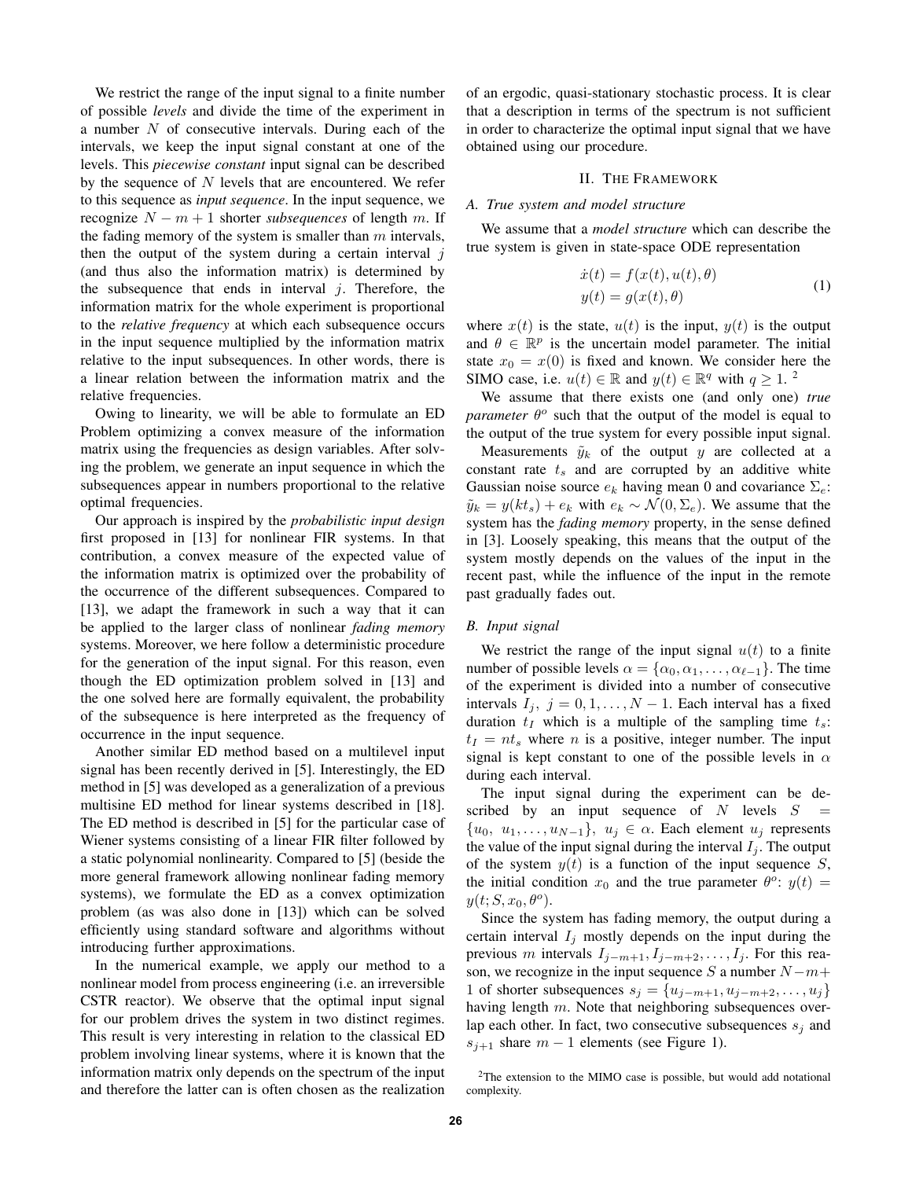We restrict the range of the input signal to a finite number of possible *levels* and divide the time of the experiment in a number $N$ of consecutive intervals. During each of the intervals, we keep the input signal constant at one of the levels. This *piecewise constant* input signal can be described by the sequence of $N$ levels that are encountered. We refer to this sequence as *input sequence*. In the input sequence, we recognize $N-m+1$ shorter *subsequences* of length $m$. If the fading memory of the system is smaller than $m$ intervals, then the output of the system during a certain interval $j$ (and thus also the information matrix) is determined by the subsequence that ends in interval $j$. Therefore, the information matrix for the whole experiment is proportional to the *relative frequency* at which each subsequence occurs in the input sequence multiplied by the information matrix relative to the input subsequences. In other words, there is a linear relation between the information matrix and the relative frequencies.

Owing to linearity, we will be able to formulate an ED Problem optimizing a convex measure of the information matrix using the frequencies as design variables. After solving the problem, we generate an input sequence in which the subsequences appear in numbers proportional to the relative optimal frequencies.

Our approach is inspired by the *probabilistic input design* first proposed in [13] for nonlinear FIR systems. In that contribution, a convex measure of the expected value of the information matrix is optimized over the probability of the occurrence of the different subsequences. Compared to [13], we adapt the framework in such a way that it can be applied to the larger class of nonlinear *fading memory* systems. Moreover, we here follow a deterministic procedure for the generation of the input signal. For this reason, even though the ED optimization problem solved in [13] and the one solved here are formally equivalent, the probability of the subsequence is here interpreted as the frequency of occurrence in the input sequence.

Another similar ED method based on a multilevel input signal has been recently derived in [5]. Interestingly, the ED method in [5] was developed as a generalization of a previous multisine ED method for linear systems described in [18]. The ED method is described in [5] for the particular case of Wiener systems consisting of a linear FIR filter followed by a static polynomial nonlinearity. Compared to [5] (beside the more general framework allowing nonlinear fading memory systems), we formulate the ED as a convex optimization problem (as was also done in [13]) which can be solved efficiently using standard software and algorithms without introducing further approximations.

In the numerical example, we apply our method to a nonlinear model from process engineering (i.e. an irreversible CSTR reactor). We observe that the optimal input signal for our problem drives the system in two distinct regimes. This result is very interesting in relation to the classical ED problem involving linear systems, where it is known that the information matrix only depends on the spectrum of the input and therefore the latter can is often chosen as the realization of an ergodic, quasi-stationary stochastic process. It is clear that a description in terms of the spectrum is not sufficient in order to characterize the optimal input signal that we have obtained using our procedure.

## II. The Framework

### A. True system and model structure

We assume that a *model structure* which can describe the true system is given in state-space ODE representation

$$
\begin{aligned}
\dot{x}(t) &= f(x(t), u(t), \theta) \\
y(t) &= g(x(t), \theta)
\end{aligned}
\tag{1}
$$

where $x(t)$ is the state, $u(t)$ is the input, $y(t)$ is the output and $\theta \in \mathbb{R}^p$ is the uncertain model parameter. The initial state $x_0 = x(0)$ is fixed and known. We consider here the SIMO case, i.e. $u(t) \in \mathbb{R}$ and $y(t) \in \mathbb{R}^q$ with $q \geq 1$. [2]

We assume that there exists one (and only one) *true parameter* $\theta^o$ such that the output of the model is equal to the output of the true system for every possible input signal.

Measurements $\tilde{y}_k$ of the output $y$ are collected at a constant rate $t_s$ and are corrupted by an additive white Gaussian noise source $e_k$ having mean 0 and covariance $\Sigma_e$: $\tilde{y}_k = y(kt_s) + e_k$ with $e_k \sim \mathcal{N}(0, \Sigma_e)$. We assume that the system has the *fading memory* property, in the sense defined in [3]. Loosely speaking, this means that the output of the system mostly depends on the values of the input in the recent past, while the influence of the input in the remote past gradually fades out.

### B. Input signal

We restrict the range of the input signal $u(t)$ to a finite number of possible levels $\alpha = \{\alpha_0, \alpha_1, \ldots, \alpha_{\ell-1}\}$. The time of the experiment is divided into a number of consecutive intervals $I_j,\ j = 0, 1, \ldots, N-1$. Each interval has a fixed duration $t_I$ which is a multiple of the sampling time $t_s$: $t_I = nt_s$ where $n$ is a positive, integer number. The input signal is kept constant to one of the possible levels in $\alpha$ during each interval.

The input signal during the experiment can be described by an input sequence of $N$ levels $S = \{u_0,\ u_1, \ldots, u_{N-1}\},\ u_j \in \alpha$. Each element $u_j$ represents the value of the input signal during the interval $I_j$. The output of the system $y(t)$ is a function of the input sequence $S$, the initial condition $x_0$ and the true parameter $\theta^o$: $y(t) = y(t; S, x_0, \theta^o)$.

Since the system has fading memory, the output during a certain interval $I_j$ mostly depends on the input during the previous $m$ intervals $I_{j-m+1}, I_{j-m+2}, \ldots, I_j$. For this reason, we recognize in the input sequence $S$ a number $N-m+1$ of shorter subsequences $s_j = \{u_{j-m+1}, u_{j-m+2}, \ldots, u_j\}$ having length $m$. Note that neighboring subsequences overlap each other. In fact, two consecutive subsequences $s_j$ and $s_{j+1}$ share $m-1$ elements (see Figure 1).

[2] The extension to the MIMO case is possible, but would add notational complexity.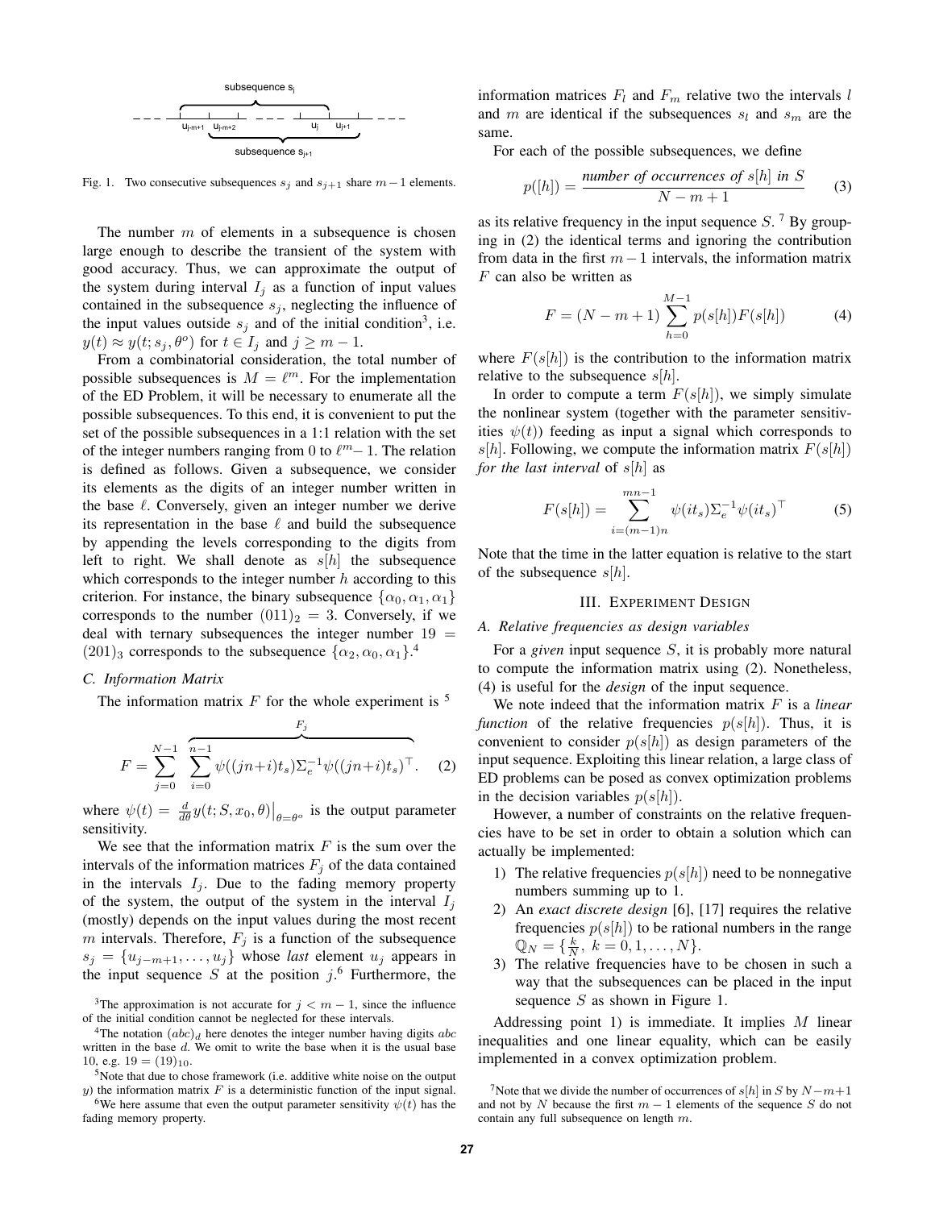Fig. 1. Two consecutive subsequences $s_j$ and $s_{j+1}$ share $m-1$ elements.

The number $m$ of elements in a subsequence is chosen large enough to describe the transient of the system with good accuracy. Thus, we can approximate the output of the system during interval $I_j$ as a function of input values contained in the subsequence $s_j$, neglecting the influence of the input values outside $s_j$ and of the initial condition[3], i.e. $y(t) \approx y(t; s_j, \theta^o)$ for $t \in I_j$ and $j \geq m-1$.

From a combinatorial consideration, the total number of possible subsequences is $M = \ell^m$. For the implementation of the ED Problem, it will be necessary to enumerate all the possible subsequences. To this end, it is convenient to put the set of the possible subsequences in a 1:1 relation with the set of the integer numbers ranging from 0 to $\ell^m - 1$. The relation is defined as follows. Given a subsequence, we consider its elements as the digits of an integer number written in the base $\ell$. Conversely, given an integer number we derive its representation in the base $\ell$ and build the subsequence by appending the levels corresponding to the digits from left to right. We shall denote as $s[h]$ the subsequence which corresponds to the integer number $h$ according to this criterion. For instance, the binary subsequence $\{\alpha_0, \alpha_1, \alpha_1\}$ corresponds to the number $(011)_2 = 3$. Conversely, if we deal with ternary subsequences the integer number $19 = (201)_3$ corresponds to the subsequence $\{\alpha_2, \alpha_0, \alpha_1\}$.[4]

### C. Information Matrix

The information matrix $F$ for the whole experiment is [5]

$$F = \sum_{j=0}^{N-1} \overbrace{\sum_{i=0}^{n-1} \psi((jn+i)t_s)\Sigma_e^{-1}\psi((jn+i)t_s)^\top}^{F_j}. \quad (2)$$

where $\psi(t) = \frac{d}{d\theta} y(t; S, x_0, \theta)\big|_{\theta=\theta^o}$ is the output parameter sensitivity.

We see that the information matrix $F$ is the sum over the intervals of the information matrices $F_j$ of the data contained in the intervals $I_j$. Due to the fading memory property of the system, the output of the system in the interval $I_j$ (mostly) depends on the input values during the most recent $m$ intervals. Therefore, $F_j$ is a function of the subsequence $s_j = \{u_{j-m+1}, \ldots, u_j\}$ whose *last* element $u_j$ appears in the input sequence $S$ at the position $j$.[6] Furthermore, the information matrices $F_l$ and $F_m$ relative two the intervals $l$ and $m$ are identical if the subsequences $s_l$ and $s_m$ are the same.

For each of the possible subsequences, we define

$$p([h]) = \frac{\textit{number of occurrences of } s[h] \textit{ in } S}{N-m+1} \quad (3)$$

as its relative frequency in the input sequence $S$.[7] By grouping in (2) the identical terms and ignoring the contribution from data in the first $m-1$ intervals, the information matrix $F$ can also be written as

$$F = (N-m+1)\sum_{h=0}^{M-1} p(s[h])F(s[h]) \quad (4)$$

where $F(s[h])$ is the contribution to the information matrix relative to the subsequence $s[h]$.

In order to compute a term $F(s[h])$, we simply simulate the nonlinear system (together with the parameter sensitivities $\psi(t)$) feeding as input a signal which corresponds to $s[h]$. Following, we compute the information matrix $F(s[h])$ *for the last interval* of $s[h]$ as

$$F(s[h]) = \sum_{i=(m-1)n}^{mn-1} \psi(it_s)\Sigma_e^{-1}\psi(it_s)^\top \quad (5)$$

Note that the time in the latter equation is relative to the start of the subsequence $s[h]$.

## III. Experiment Design

### A. Relative frequencies as design variables

For a *given* input sequence $S$, it is probably more natural to compute the information matrix using (2). Nonetheless, (4) is useful for the *design* of the input sequence.

We note indeed that the information matrix $F$ is a *linear function* of the relative frequencies $p(s[h])$. Thus, it is convenient to consider $p(s[h])$ as design parameters of the input sequence. Exploiting this linear relation, a large class of ED problems can be posed as convex optimization problems in the decision variables $p(s[h])$.

However, a number of constraints on the relative frequencies have to be set in order to obtain a solution which can actually be implemented:

1) The relative frequencies $p(s[h])$ need to be nonnegative numbers summing up to 1.
2) An *exact discrete design* [6], [17] requires the relative frequencies $p(s[h])$ to be rational numbers in the range $\mathbb{Q}_N = \{\frac{k}{N},\ k = 0, 1, \ldots, N\}$.
3) The relative frequencies have to be chosen in such a way that the subsequences can be placed in the input sequence $S$ as shown in Figure 1.

Addressing point 1) is immediate. It implies $M$ linear inequalities and one linear equality, which can be easily implemented in a convex optimization problem.

[3] The approximation is not accurate for $j < m-1$, since the influence of the initial condition cannot be neglected for these intervals.

[4] The notation $(abc)_d$ here denotes the integer number having digits $abc$ written in the base $d$. We omit to write the base when it is the usual base 10, e.g. $19 = (19)_{10}$.

[5] Note that due to chose framework (i.e. additive white noise on the output $y$) the information matrix $F$ is a deterministic function of the input signal.

[6] We here assume that even the output parameter sensitivity $\psi(t)$ has the fading memory property.

[7] Note that we divide the number of occurrences of $s[h]$ in $S$ by $N-m+1$ and not by $N$ because the first $m-1$ elements of the sequence $S$ do not contain any full subsequence on length $m$.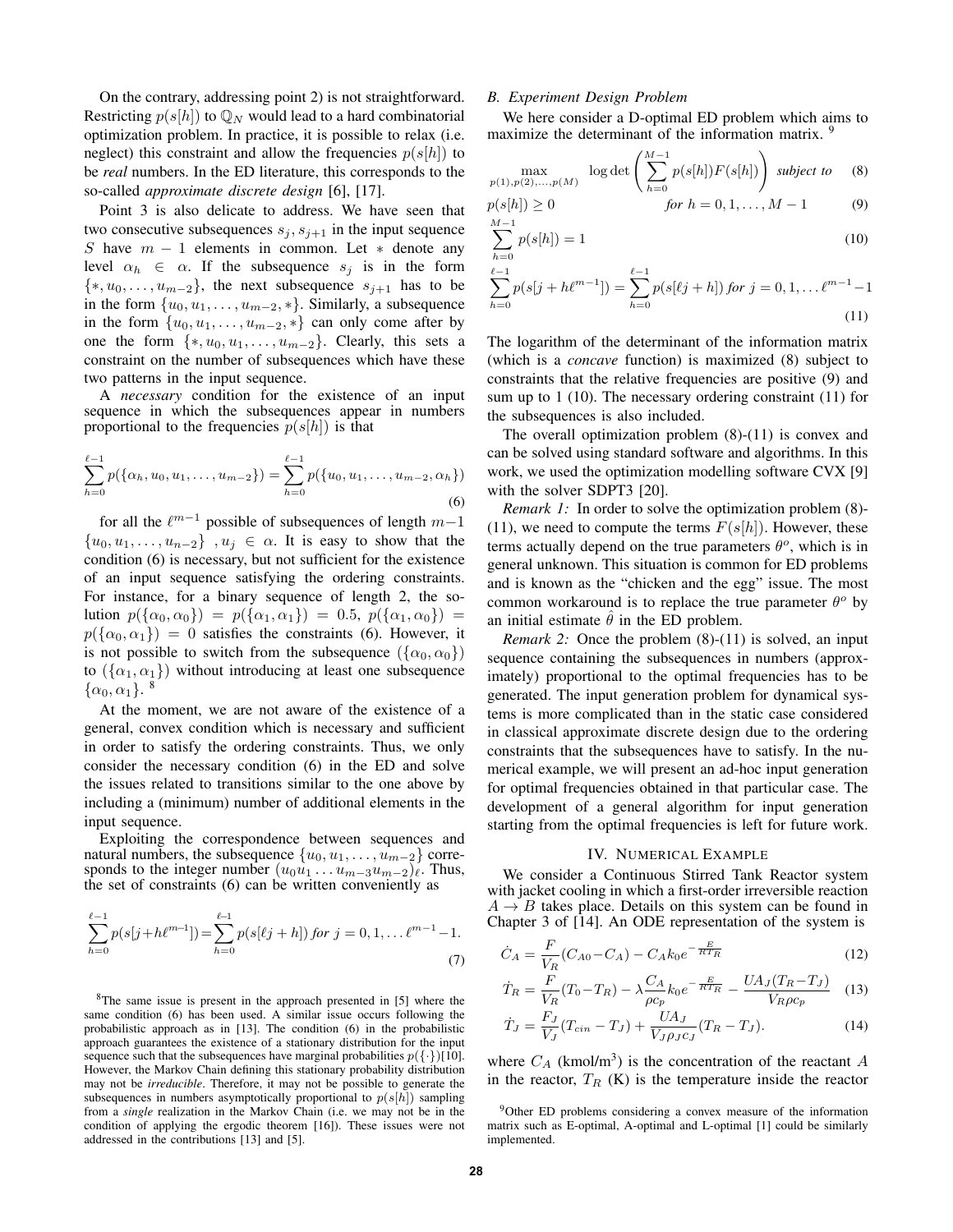On the contrary, addressing point 2) is not straightforward. Restricting $p(s[h])$ to $\mathbb{Q}_N$ would lead to a hard combinatorial optimization problem. In practice, it is possible to relax (i.e. neglect) this constraint and allow the frequencies $p(s[h])$ to be *real* numbers. In the ED literature, this corresponds to the so-called *approximate discrete design* [6], [17].

Point 3 is also delicate to address. We have seen that two consecutive subsequences $s_j, s_{j+1}$ in the input sequence $S$ have $m-1$ elements in common. Let $*$ denote any level $\alpha_h \in \alpha$. If the subsequence $s_j$ is in the form $\{*, u_0, \ldots, u_{m-2}\}$, the next subsequence $s_{j+1}$ has to be in the form $\{u_0, u_1, \ldots, u_{m-2}, *\}$. Similarly, a subsequence in the form $\{u_0, u_1, \ldots, u_{m-2}, *\}$ can only come after by one the form $\{*, u_0, u_1, \ldots, u_{m-2}\}$. Clearly, this sets a constraint on the number of subsequences which have these two patterns in the input sequence.

A *necessary* condition for the existence of an input sequence in which the subsequences appear in numbers proportional to the frequencies $p(s[h])$ is that

$$\sum_{h=0}^{\ell-1} p(\{\alpha_h, u_0, u_1, \ldots, u_{m-2}\}) = \sum_{h=0}^{\ell-1} p(\{u_0, u_1, \ldots, u_{m-2}, \alpha_h\}) \tag{6}$$

for all the $\ell^{m-1}$ possible of subsequences of length $m-1$ $\{u_0, u_1, \ldots, u_{n-2}\}$ , $u_j \in \alpha$. It is easy to show that the condition (6) is necessary, but not sufficient for the existence of an input sequence satisfying the ordering constraints. For instance, for a binary sequence of length 2, the solution $p(\{\alpha_0, \alpha_0\}) = p(\{\alpha_1, \alpha_1\}) = 0.5$, $p(\{\alpha_1, \alpha_0\}) = p(\{\alpha_0, \alpha_1\}) = 0$ satisfies the constraints (6). However, it is not possible to switch from the subsequence $(\{\alpha_0, \alpha_0\})$ to $(\{\alpha_1, \alpha_1\})$ without introducing at least one subsequence $\{\alpha_0, \alpha_1\}$. [8]

At the moment, we are not aware of the existence of a general, convex condition which is necessary and sufficient in order to satisfy the ordering constraints. Thus, we only consider the necessary condition (6) in the ED and solve the issues related to transitions similar to the one above by including a (minimum) number of additional elements in the input sequence.

Exploiting the correspondence between sequences and natural numbers, the subsequence $\{u_0, u_1, \ldots, u_{m-2}\}$ corresponds to the integer number $(u_0 u_1 \ldots u_{m-3} u_{m-2})_\ell$. Thus, the set of constraints (6) can be written conveniently as

$$\sum_{h=0}^{\ell-1} p(s[j+h\ell^{m-1}]) = \sum_{h=0}^{\ell-1} p(s[\ell j+h]) \; for \; j = 0, 1, \ldots \ell^{m-1}-1. \tag{7}$$

[8] The same issue is present in the approach presented in [5] where the same condition (6) has been used. A similar issue occurs following the probabilistic approach as in [13]. The condition (6) in the probabilistic approach guarantees the existence of a stationary distribution for the input sequence such that the subsequences have marginal probabilities $p(\{\cdot\})$[10]. However, the Markov Chain defining this stationary probability distribution may not be *irreducible*. Therefore, it may not be possible to generate the subsequences in numbers asymptotically proportional to $p(s[h])$ sampling from a *single* realization in the Markov Chain (i.e. we may not be in the condition of applying the ergodic theorem [16]). These issues were not addressed in the contributions [13] and [5].

### B. Experiment Design Problem

We here consider a D-optimal ED problem which aims to maximize the determinant of the information matrix. [9]

$$\max_{p(1), p(2), \ldots, p(M)} \; \log\det\left(\sum_{h=0}^{M-1} p(s[h]) F(s[h])\right) \; \textit{subject to} \tag{8}$$

$$p(s[h]) \geq 0 \qquad \textit{for } h = 0, 1, \ldots, M-1 \tag{9}$$

$$\sum_{h=0}^{M-1} p(s[h]) = 1 \tag{10}$$

$$\sum_{h=0}^{\ell-1} p(s[j+h\ell^{m-1}]) = \sum_{h=0}^{\ell-1} p(s[\ell j+h]) \; \textit{for } j = 0, 1, \ldots \ell^{m-1}-1 \tag{11}$$

The logarithm of the determinant of the information matrix (which is a *concave* function) is maximized (8) subject to constraints that the relative frequencies are positive (9) and sum up to 1 (10). The necessary ordering constraint (11) for the subsequences is also included.

The overall optimization problem (8)-(11) is convex and can be solved using standard software and algorithms. In this work, we used the optimization modelling software CVX [9] with the solver SDPT3 [20].

*Remark 1:* In order to solve the optimization problem (8)-(11), we need to compute the terms $F(s[h])$. However, these terms actually depend on the true parameters $\theta^o$, which is in general unknown. This situation is common for ED problems and is known as the "chicken and the egg" issue. The most common workaround is to replace the true parameter $\theta^o$ by an initial estimate $\hat{\theta}$ in the ED problem.

*Remark 2:* Once the problem (8)-(11) is solved, an input sequence containing the subsequences in numbers (approximately) proportional to the optimal frequencies has to be generated. The input generation problem for dynamical systems is more complicated than in the static case considered in classical approximate discrete design due to the ordering constraints that the subsequences have to satisfy. In the numerical example, we will present an ad-hoc input generation for optimal frequencies obtained in that particular case. The development of a general algorithm for input generation starting from the optimal frequencies is left for future work.

## IV. Numerical Example

We consider a Continuous Stirred Tank Reactor system with jacket cooling in which a first-order irreversible reaction $A \rightarrow B$ takes place. Details on this system can be found in Chapter 3 of [14]. An ODE representation of the system is

$$\dot{C}_A = \frac{F}{V_R}(C_{A0} - C_A) - C_A k_0 e^{-\frac{E}{RT_R}} \tag{12}$$

$$\dot{T}_R = \frac{F}{V_R}(T_0 - T_R) - \lambda \frac{C_A}{\rho c_p} k_0 e^{-\frac{E}{RT_R}} - \frac{UA_J(T_R - T_J)}{V_R \rho c_p} \tag{13}$$

$$\dot{T}_J = \frac{F_J}{V_J}(T_{cin} - T_J) + \frac{UA_J}{V_J \rho_J c_J}(T_R - T_J). \tag{14}$$

where $C_A$ (kmol/m$^3$) is the concentration of the reactant $A$ in the reactor, $T_R$ (K) is the temperature inside the reactor

[9] Other ED problems considering a convex measure of the information matrix such as E-optimal, A-optimal and L-optimal [1] could be similarly implemented.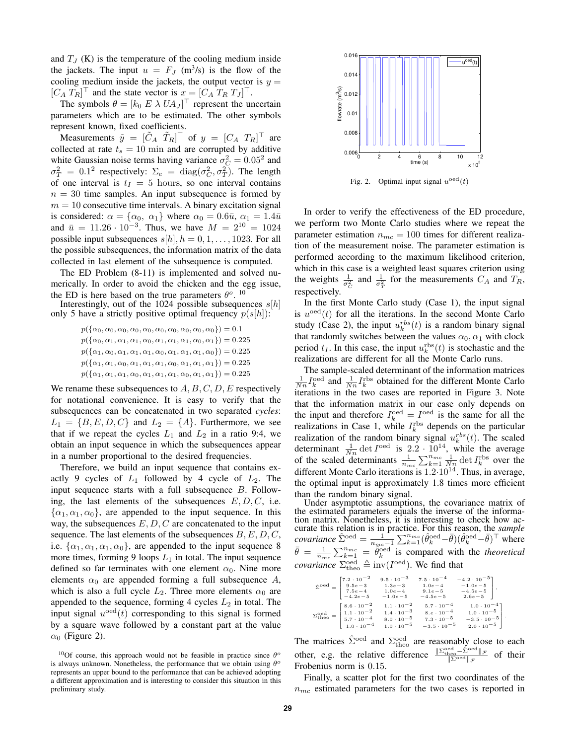and $T_J$ (K) is the temperature of the cooling medium inside the jackets. The input $u = F_J$ ($\text{m}^3$/s) is the flow of the cooling medium inside the jackets, the output vector is $y = [C_A \; T_R]^\top$ and the state vector is $x = [C_A \; T_R \; T_J]^\top$.

The symbols $\theta = [k_0 \; E \; \lambda \; UA_J]^\top$ represent the uncertain parameters which are to be estimated. The other symbols represent known, fixed coefficients.

Measurements $\tilde{y} = [\tilde{C}_A \; \tilde{T}_R]^\top$ of $y = [C_A \; T_R]^\top$ are collected at rate $t_s = 10$ min and are corrupted by additive white Gaussian noise terms having variance $\sigma_C^2 = 0.05^2$ and $\sigma_T^2 = 0.1^2$ respectively: $\Sigma_e = \text{diag}(\sigma_C^2, \sigma_T^2)$. The length of one interval is $t_I = 5$ hours, so one interval contains $n = 30$ time samples. An input subsequence is formed by $m = 10$ consecutive time intervals. A binary excitation signal is considered: $\alpha = \{\alpha_0, \; \alpha_1\}$ where $\alpha_0 = 0.6\bar{u}$, $\alpha_1 = 1.4\bar{u}$ and $\bar{u} = 11.26 \cdot 10^{-3}$. Thus, we have $M = 2^{10} = 1024$ possible input subsequences $s[h], h = 0, 1, \ldots, 1023$. For all the possible subsequences, the information matrix of the data collected in last element of the subsequence is computed.

The ED Problem (8-11) is implemented and solved numerically. In order to avoid the chicken and the egg issue, the ED is here based on the true parameters $\theta^o$. [10]

Interestingly, out of the 1024 possible subsequences $s[h]$ only 5 have a strictly positive optimal frequency $p(s[h])$:

$$
\begin{aligned}
&p(\{\alpha_0, \alpha_0, \alpha_0, \alpha_0, \alpha_0, \alpha_0, \alpha_0, \alpha_0, \alpha_0, \alpha_0\}) = 0.1 \\
&p(\{\alpha_0, \alpha_1, \alpha_1, \alpha_1, \alpha_0, \alpha_1, \alpha_1, \alpha_1, \alpha_0, \alpha_1\}) = 0.225 \\
&p(\{\alpha_1, \alpha_0, \alpha_1, \alpha_1, \alpha_1, \alpha_0, \alpha_1, \alpha_1, \alpha_1, \alpha_0\}) = 0.225 \\
&p(\{\alpha_1, \alpha_1, \alpha_0, \alpha_1, \alpha_1, \alpha_1, \alpha_0, \alpha_1, \alpha_1, \alpha_1\}) = 0.225 \\
&p(\{\alpha_1, \alpha_1, \alpha_1, \alpha_0, \alpha_1, \alpha_1, \alpha_1, \alpha_0, \alpha_1, \alpha_1\}) = 0.225
\end{aligned}
$$

We rename these subsequences to $A, B, C, D, E$ respectively for notational convenience. It is easy to verify that the subsequences can be concatenated in two separated *cycles*: $L_1 = \{B, E, D, C\}$ and $L_2 = \{A\}$. Furthermore, we see that if we repeat the cycles $L_1$ and $L_2$ in a ratio 9:4, we obtain an input sequence in which the subsequences appear in a number proportional to the desired frequencies.

Therefore, we build an input sequence that contains exactly 9 cycles of $L_1$ followed by 4 cycle of $L_2$. The input sequence starts with a full subsequence $B$. Following, the last elements of the subsequences $E, D, C$, i.e. $\{\alpha_1, \alpha_1, \alpha_0\}$, are appended to the input sequence. In this way, the subsequences $E, D, C$ are concatenated to the input sequence. The last elements of the subsequences $B, E, D, C$, i.e. $\{\alpha_1, \alpha_1, \alpha_1, \alpha_0\}$, are appended to the input sequence 8 more times, forming 9 loops $L_1$ in total. The input sequence defined so far terminates with one element $\alpha_0$. Nine more elements $\alpha_0$ are appended forming a full subsequence $A$, which is also a full cycle $L_2$. Three more elements $\alpha_0$ are appended to the sequence, forming 4 cycles $L_2$ in total. The input signal $u^{\text{oed}}(t)$ corresponding to this signal is formed by a square wave followed by a constant part at the value $\alpha_0$ (Figure 2).

[10] Of course, this approach would not be feasible in practice since $\theta^o$ is always unknown. Nonetheless, the performance that we obtain using $\theta^o$ represents an upper bound to the performance that can be achieved adopting a different approximation and is interesting to consider this situation in this preliminary study.

Fig. 2. Optimal input signal $u^{\text{oed}}(t)$

In order to verify the effectiveness of the ED procedure, we perform two Monte Carlo studies where we repeat the parameter estimation $n_{mc} = 100$ times for different realization of the measurement noise. The parameter estimation is performed according to the maximum likelihood criterion, which in this case is a weighted least squares criterion using the weights $\frac{1}{\sigma_C^2}$ and $\frac{1}{\sigma_T^2}$ for the measurements $C_A$ and $T_R$, respectively.

In the first Monte Carlo study (Case 1), the input signal is $u^{\text{oed}}(t)$ for all the iterations. In the second Monte Carlo study (Case 2), the input $u_k^{rbs}(t)$ is a random binary signal that randomly switches between the values $\alpha_0, \alpha_1$ with clock period $t_I$. In this case, the input $u_k^{\text{rbs}}(t)$ is stochastic and the realizations are different for all the Monte Carlo runs.

The sample-scaled determinant of the information matrices $\frac{1}{Nn} I_k^{\text{oed}}$ and $\frac{1}{Nn} I_k^{\text{rbs}}$ obtained for the different Monte Carlo iterations in the two cases are reported in Figure 3. Note that the information matrix in our case only depends on the input and therefore $I_k^{\text{oed}} = I^{\text{oed}}$ is the same for all the realizations in Case 1, while $I_k^{\text{rbs}}$ depends on the particular realization of the random binary signal $u_k^{rbs}(t)$. The scaled determinant $\frac{1}{Nn} \det I^{\text{oed}}$ is $2.2 \cdot 10^{14}$, while the average of the scaled determinants $\frac{1}{n_{mc}} \sum_{k=1}^{n_{mc}} \frac{1}{Nn} \det I_k^{\text{rbs}}$ over the different Monte Carlo iterations is $1.2 \cdot 10^{14}$. Thus, in average, the optimal input is approximately 1.8 times more efficient than the random binary signal.

Under asymptotic assumptions, the covariance matrix of the estimated parameters equals the inverse of the information matrix. Nonetheless, it is interesting to check how accurate this relation is in practice. For this reason, the *sample covariance* $\hat{\Sigma}^{\text{oed}} = \frac{1}{n_{mc}-1} \sum_{k=1}^{n_{mc}} (\hat{\theta}_k^{\text{oed}} - \bar{\theta})(\hat{\theta}_k^{\text{oed}} - \bar{\theta})^\top$ where $\bar{\theta} = \frac{1}{n_{mc}} \sum_{k=1}^{n_{mc}} = \hat{\theta}_k^{\text{oed}}$ is compared with the *theoretical covariance* $\Sigma_{\text{theo}}^{\text{oed}} \triangleq \text{inv}(I^{\text{oed}})$. We find that

$$
\hat{\Sigma}^{\text{oed}} = \begin{bmatrix} 7.2 \cdot 10^{-2} & 9.5 \cdot 10^{-3} & 7.5 \cdot 10^{-4} & -4.2 \cdot 10^{-5} \\ 9.5e-3 & 1.3e-3 & 1.0e-4 & -1.0e-5 \\ 7.5e-4 & 1.0e-4 & 9.1e-5 & -4.5e-5 \\ -4.2e-5 & -1.0e-5 & -4.5e-5 & 2.6e-5 \end{bmatrix},
$$

$$
\Sigma_{\text{theo}}^{\text{oed}} = \begin{bmatrix} 8.6 \cdot 10^{-2} & 1.1 \cdot 10^{-2} & 5.7 \cdot 10^{-4} & 1.0 \cdot 10^{-4} \\ 1.1 \cdot 10^{-2} & 1.4 \cdot 10^{-3} & 8.e \cdot 10^{-4} & 1.0 \cdot 10^{-5} \\ 5.7 \cdot 10^{-4} & 8.0 \cdot 10^{-5} & 7.3 \cdot 10^{-5} & -3.5 \cdot 10^{-5} \\ 1.0 \cdot 10^{-4} & 1.0 \cdot 10^{-5} & -3.5 \cdot 10^{-5} & 2.0 \cdot 10^{-5} \end{bmatrix}.
$$

The matrices $\hat{\Sigma}^{\text{oed}}$ and $\Sigma_{\text{theo}}^{\text{oed}}$ are reasonably close to each other, e.g. the relative difference $\frac{\|\Sigma_{\text{theo}}^{\text{oed}} - \hat{\Sigma}^{\text{oed}}\|_{\mathcal{F}}}{\|\hat{\Sigma}^{\text{oed}}\|_{\mathcal{F}}}$ of their Frobenius norm is 0.15.

Finally, a scatter plot for the first two coordinates of the $n_{mc}$ estimated parameters for the two cases is reported in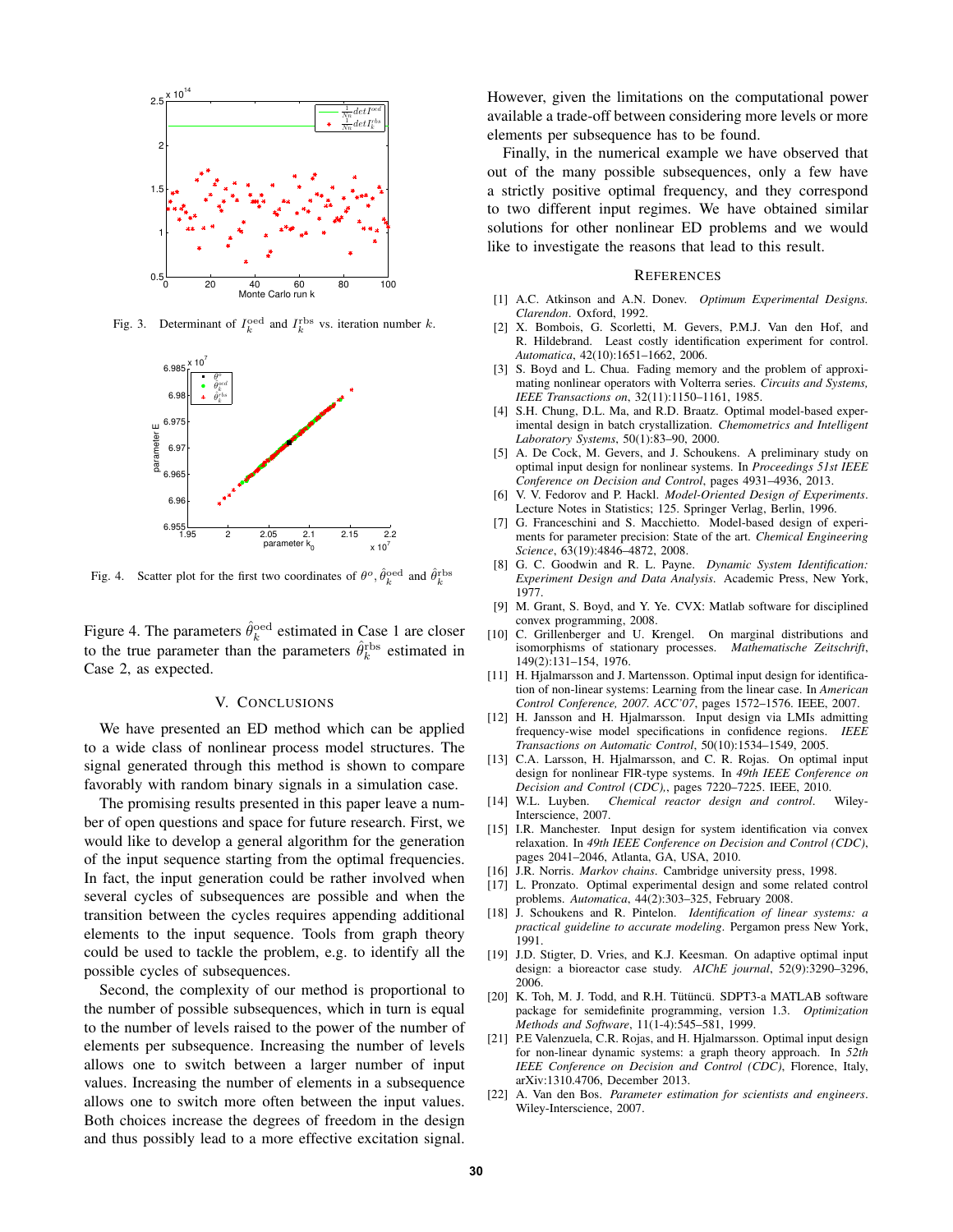2.5 x 10^14

$\frac{1}{N_u} det I^{oed}$

$\frac{1}{N_u} det I_k^{rbs}$

2

1.5

1

0.5

0 20 40 60 80 100

Monte Carlo run k

Fig. 3. Determinant of $I_k^{\text{oed}}$ and $I_k^{\text{rbs}}$ vs. iteration number $k$.

6.985 x 10^7

$\theta^o$

$\hat{\theta}_k^{oed}$

$\hat{\theta}_k^{rbs}$

6.98

6.975

6.97

6.965

6.96

6.955

parameter E

1.95 2 2.05 2.1 2.15 2.2

parameter $k_0$

x 10^7

Fig. 4. Scatter plot for the first two coordinates of $\theta^o, \hat{\theta}_k^{\text{oed}}$ and $\hat{\theta}_k^{\text{rbs}}$

Figure 4. The parameters $\hat{\theta}_k^{\text{oed}}$ estimated in Case 1 are closer to the true parameter than the parameters $\hat{\theta}_k^{\text{rbs}}$ estimated in Case 2, as expected.

## V. Conclusions

We have presented an ED method which can be applied to a wide class of nonlinear process model structures. The signal generated through this method is shown to compare favorably with random binary signals in a simulation case.

The promising results presented in this paper leave a number of open questions and space for future research. First, we would like to develop a general algorithm for the generation of the input sequence starting from the optimal frequencies. In fact, the input generation could be rather involved when several cycles of subsequences are possible and when the transition between the cycles requires appending additional elements to the input sequence. Tools from graph theory could be used to tackle the problem, e.g. to identify all the possible cycles of subsequences.

Second, the complexity of our method is proportional to the number of possible subsequences, which in turn is equal to the number of levels raised to the power of the number of elements per subsequence. Increasing the number of levels allows one to switch between a larger number of input values. Increasing the number of elements in a subsequence allows one to switch more often between the input values. Both choices increase the degrees of freedom in the design and thus possibly lead to a more effective excitation signal. However, given the limitations on the computational power available a trade-off between considering more levels or more elements per subsequence has to be found.

Finally, in the numerical example we have observed that out of the many possible subsequences, only a few have a strictly positive optimal frequency, and they correspond to two different input regimes. We have obtained similar solutions for other nonlinear ED problems and we would like to investigate the reasons that lead to this result.

## References

[1] A.C. Atkinson and A.N. Donev. *Optimum Experimental Designs. Clarendon*. Oxford, 1992.

[2] X. Bombois, G. Scorletti, M. Gevers, P.M.J. Van den Hof, and R. Hildebrand. Least costly identification experiment for control. *Automatica*, 42(10):1651–1662, 2006.

[3] S. Boyd and L. Chua. Fading memory and the problem of approximating nonlinear operators with Volterra series. *Circuits and Systems, IEEE Transactions on*, 32(11):1150–1161, 1985.

[4] S.H. Chung, D.L. Ma, and R.D. Braatz. Optimal model-based experimental design in batch crystallization. *Chemometrics and Intelligent Laboratory Systems*, 50(1):83–90, 2000.

[5] A. De Cock, M. Gevers, and J. Schoukens. A preliminary study on optimal input design for nonlinear systems. In *Proceedings 51st IEEE Conference on Decision and Control*, pages 4931–4936, 2013.

[6] V. V. Fedorov and P. Hackl. *Model-Oriented Design of Experiments*. Lecture Notes in Statistics; 125. Springer Verlag, Berlin, 1996.

[7] G. Franceschini and S. Macchietto. Model-based design of experiments for parameter precision: State of the art. *Chemical Engineering Science*, 63(19):4846–4872, 2008.

[8] G. C. Goodwin and R. L. Payne. *Dynamic System Identification: Experiment Design and Data Analysis*. Academic Press, New York, 1977.

[9] M. Grant, S. Boyd, and Y. Ye. CVX: Matlab software for disciplined convex programming, 2008.

[10] C. Grillenberger and U. Krengel. On marginal distributions and isomorphisms of stationary processes. *Mathematische Zeitschrift*, 149(2):131–154, 1976.

[11] H. Hjalmarsson and J. Martensson. Optimal input design for identification of non-linear systems: Learning from the linear case. In *American Control Conference, 2007. ACC'07*, pages 1572–1576. IEEE, 2007.

[12] H. Jansson and H. Hjalmarsson. Input design via LMIs admitting frequency-wise model specifications in confidence regions. *IEEE Transactions on Automatic Control*, 50(10):1534–1549, 2005.

[13] C.A. Larsson, H. Hjalmarsson, and C. R. Rojas. On optimal input design for nonlinear FIR-type systems. In *49th IEEE Conference on Decision and Control (CDC),*, pages 7220–7225. IEEE, 2010.

[14] W.L. Luyben. *Chemical reactor design and control*. Wiley-Interscience, 2007.

[15] I.R. Manchester. Input design for system identification via convex relaxation. In *49th IEEE Conference on Decision and Control (CDC)*, pages 2041–2046, Atlanta, GA, USA, 2010.

[16] J.R. Norris. *Markov chains*. Cambridge university press, 1998.

[17] L. Pronzato. Optimal experimental design and some related control problems. *Automatica*, 44(2):303–325, February 2008.

[18] J. Schoukens and R. Pintelon. *Identification of linear systems: a practical guideline to accurate modeling*. Pergamon press New York, 1991.

[19] J.D. Stigter, D. Vries, and K.J. Keesman. On adaptive optimal input design: a bioreactor case study. *AIChE journal*, 52(9):3290–3296, 2006.

[20] K. Toh, M. J. Todd, and R.H. Tütüncü. SDPT3-a MATLAB software package for semidefinite programming, version 1.3. *Optimization Methods and Software*, 11(1-4):545–581, 1999.

[21] P.E Valenzuela, C.R. Rojas, and H. Hjalmarsson. Optimal input design for non-linear dynamic systems: a graph theory approach. In *52th IEEE Conference on Decision and Control (CDC)*, Florence, Italy, arXiv:1310.4706, December 2013.

[22] A. Van den Bos. *Parameter estimation for scientists and engineers*. Wiley-Interscience, 2007.